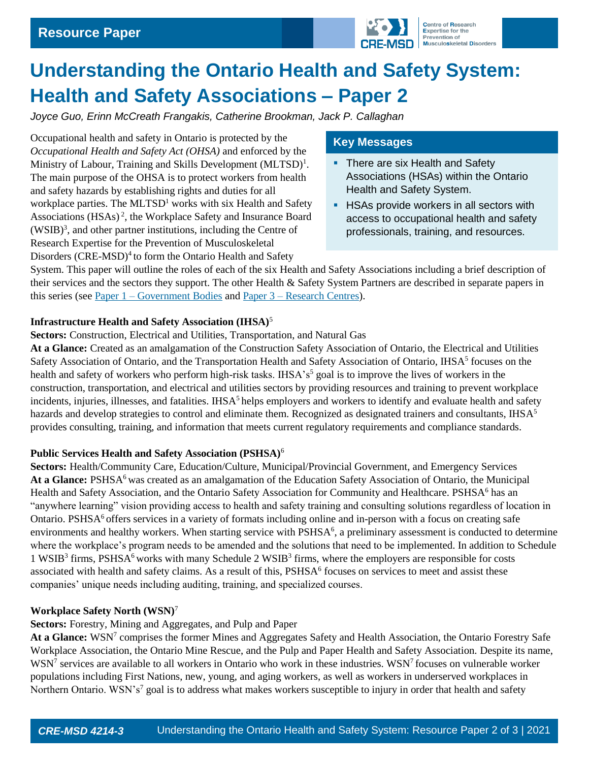Resource Paper

# Understanding the Ontario Health and Safety System: Health and Safety Associations – Paper 2

*Joyce Guo, Erinn McCreath Frangakis, Catherine Brookman, Jack P. Callaghan*

## Key Messages

- There are six Health and Safety Associations (HSAs) within the Ontario Health and Safety System.
- HSAs provide workers in all sectors with access to occupational health and safety professionals, training, and resources.

Occupational health and safety in Ontario is protected by the *Occupational Health and Safety Act (OHSA)* and enforced by the Ministry of Labour, Training and Skills Development (MLTSD)[1]. The main purpose of the OHSA is to protect workers from health and safety hazards by establishing rights and duties for all workplace parties. The MLTSD[1] works with six Health and Safety Associations (HSAs)[2], the Workplace Safety and Insurance Board (WSIB)[3], and other partner institutions, including the Centre of Research Expertise for the Prevention of Musculoskeletal Disorders (CRE-MSD)[4] to form the Ontario Health and Safety System. This paper will outline the roles of each of the six Health and Safety Associations including a brief description of their services and the sectors they support. The other Health & Safety System Partners are described in separate papers in this series (see Paper 1 – Government Bodies and Paper 3 – Research Centres).

**Infrastructure Health and Safety Association (IHSA)**[5]

**Sectors:** Construction, Electrical and Utilities, Transportation, and Natural Gas

**At a Glance:** Created as an amalgamation of the Construction Safety Association of Ontario, the Electrical and Utilities Safety Association of Ontario, and the Transportation Health and Safety Association of Ontario, IHSA[5] focuses on the health and safety of workers who perform high-risk tasks. IHSA's[5] goal is to improve the lives of workers in the construction, transportation, and electrical and utilities sectors by providing resources and training to prevent workplace incidents, injuries, illnesses, and fatalities. IHSA[5] helps employers and workers to identify and evaluate health and safety hazards and develop strategies to control and eliminate them. Recognized as designated trainers and consultants, IHSA[5] provides consulting, training, and information that meets current regulatory requirements and compliance standards.

**Public Services Health and Safety Association (PSHSA)**[6]

**Sectors:** Health/Community Care, Education/Culture, Municipal/Provincial Government, and Emergency Services

**At a Glance:** PSHSA[6] was created as an amalgamation of the Education Safety Association of Ontario, the Municipal Health and Safety Association, and the Ontario Safety Association for Community and Healthcare. PSHSA[6] has an "anywhere learning" vision providing access to health and safety training and consulting solutions regardless of location in Ontario. PSHSA[6] offers services in a variety of formats including online and in-person with a focus on creating safe environments and healthy workers. When starting service with PSHSA[6], a preliminary assessment is conducted to determine where the workplace's program needs to be amended and the solutions that need to be implemented. In addition to Schedule 1 WSIB[3] firms, PSHSA[6] works with many Schedule 2 WSIB[3] firms, where the employers are responsible for costs associated with health and safety claims. As a result of this, PSHSA[6] focuses on services to meet and assist these companies' unique needs including auditing, training, and specialized courses.

**Workplace Safety North (WSN)**[7]

**Sectors:** Forestry, Mining and Aggregates, and Pulp and Paper

**At a Glance:** WSN[7] comprises the former Mines and Aggregates Safety and Health Association, the Ontario Forestry Safe Workplace Association, the Ontario Mine Rescue, and the Pulp and Paper Health and Safety Association. Despite its name, WSN[7] services are available to all workers in Ontario who work in these industries. WSN[7] focuses on vulnerable worker populations including First Nations, new, young, and aging workers, as well as workers in underserved workplaces in Northern Ontario. WSN's[7] goal is to address what makes workers susceptible to injury in order that health and safety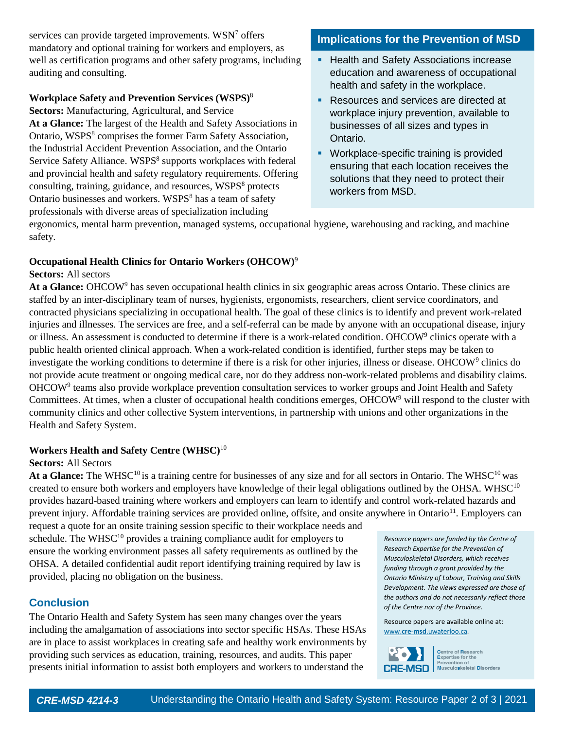services can provide targeted improvements. WSN[7] offers mandatory and optional training for workers and employers, as well as certification programs and other safety programs, including auditing and consulting.

**Workplace Safety and Prevention Services (WSPS)**[8]
**Sectors:** Manufacturing, Agricultural, and Service
**At a Glance:** The largest of the Health and Safety Associations in Ontario, WSPS[8] comprises the former Farm Safety Association, the Industrial Accident Prevention Association, and the Ontario Service Safety Alliance. WSPS[8] supports workplaces with federal and provincial health and safety regulatory requirements. Offering consulting, training, guidance, and resources, WSPS[8] protects Ontario businesses and workers. WSPS[8] has a team of safety professionals with diverse areas of specialization including ergonomics, mental harm prevention, managed systems, occupational hygiene, warehousing and racking, and machine safety.

## Implications for the Prevention of MSD

- Health and Safety Associations increase education and awareness of occupational health and safety in the workplace.
- Resources and services are directed at workplace injury prevention, available to businesses of all sizes and types in Ontario.
- Workplace-specific training is provided ensuring that each location receives the solutions that they need to protect their workers from MSD.

**Occupational Health Clinics for Ontario Workers (OHCOW)**[9]
**Sectors:** All sectors
**At a Glance:** OHCOW[9] has seven occupational health clinics in six geographic areas across Ontario. These clinics are staffed by an inter-disciplinary team of nurses, hygienists, ergonomists, researchers, client service coordinators, and contracted physicians specializing in occupational health. The goal of these clinics is to identify and prevent work-related injuries and illnesses. The services are free, and a self-referral can be made by anyone with an occupational disease, injury or illness. An assessment is conducted to determine if there is a work-related condition. OHCOW[9] clinics operate with a public health oriented clinical approach. When a work-related condition is identified, further steps may be taken to investigate the working conditions to determine if there is a risk for other injuries, illness or disease. OHCOW[9] clinics do not provide acute treatment or ongoing medical care, nor do they address non-work-related problems and disability claims. OHCOW[9] teams also provide workplace prevention consultation services to worker groups and Joint Health and Safety Committees. At times, when a cluster of occupational health conditions emerges, OHCOW[9] will respond to the cluster with community clinics and other collective System interventions, in partnership with unions and other organizations in the Health and Safety System.

**Workers Health and Safety Centre (WHSC)**[10]
**Sectors:** All Sectors
**At a Glance:** The WHSC[10] is a training centre for businesses of any size and for all sectors in Ontario. The WHSC[10] was created to ensure both workers and employers have knowledge of their legal obligations outlined by the OHSA. WHSC[10] provides hazard-based training where workers and employers can learn to identify and control work-related hazards and prevent injury. Affordable training services are provided online, offsite, and onsite anywhere in Ontario[11]. Employers can request a quote for an onsite training session specific to their workplace needs and schedule. The WHSC[10] provides a training compliance audit for employers to ensure the working environment passes all safety requirements as outlined by the OHSA. A detailed confidential audit report identifying training required by law is provided, placing no obligation on the business.

## Conclusion

The Ontario Health and Safety System has seen many changes over the years including the amalgamation of associations into sector specific HSAs. These HSAs are in place to assist workplaces in creating safe and healthy work environments by providing such services as education, training, resources, and audits. This paper presents initial information to assist both employers and workers to understand the

*Resource papers are funded by the Centre of Research Expertise for the Prevention of Musculoskeletal Disorders, which receives funding through a grant provided by the Ontario Ministry of Labour, Training and Skills Development. The views expressed are those of the authors and do not necessarily reflect those of the Centre nor of the Province.*

Resource papers are available online at: www.cre-msd.uwaterloo.ca.

CRE-MSD Centre of Research Expertise for the Prevention of Musculoskeletal Disorders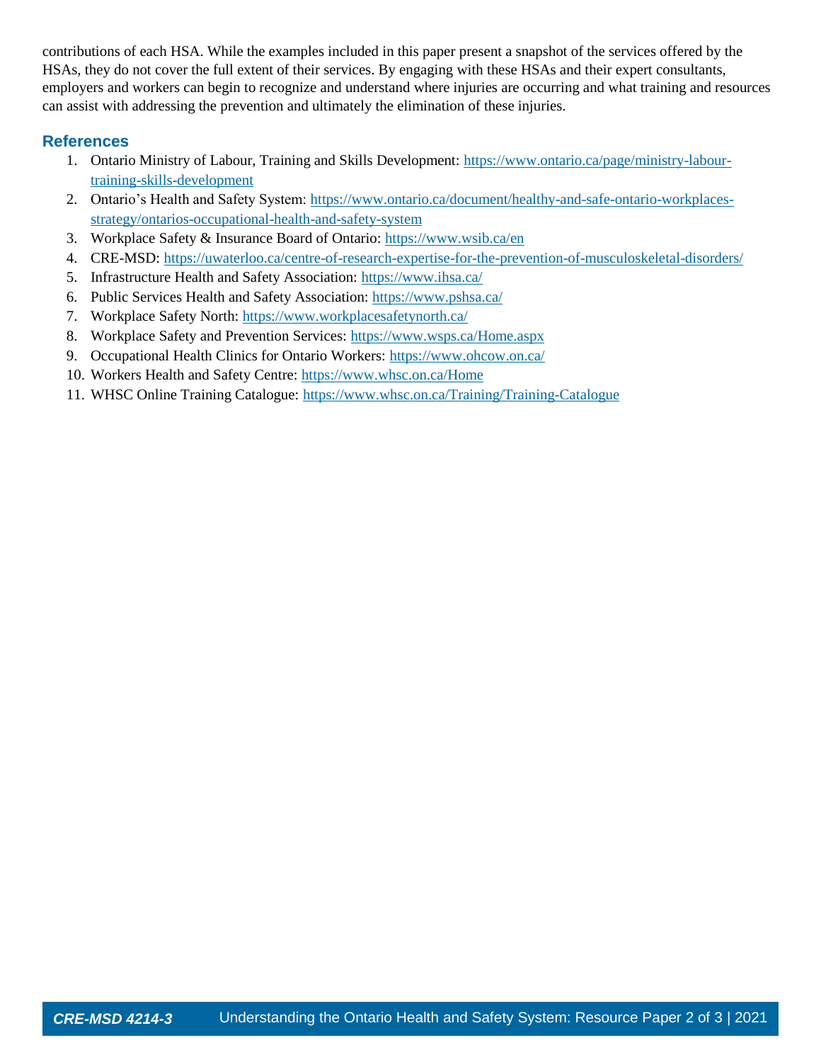contributions of each HSA. While the examples included in this paper present a snapshot of the services offered by the HSAs, they do not cover the full extent of their services. By engaging with these HSAs and their expert consultants, employers and workers can begin to recognize and understand where injuries are occurring and what training and resources can assist with addressing the prevention and ultimately the elimination of these injuries.

## References

1. Ontario Ministry of Labour, Training and Skills Development: https://www.ontario.ca/page/ministry-labour-training-skills-development
2. Ontario's Health and Safety System: https://www.ontario.ca/document/healthy-and-safe-ontario-workplaces-strategy/ontarios-occupational-health-and-safety-system
3. Workplace Safety & Insurance Board of Ontario: https://www.wsib.ca/en
4. CRE-MSD: https://uwaterloo.ca/centre-of-research-expertise-for-the-prevention-of-musculoskeletal-disorders/
5. Infrastructure Health and Safety Association: https://www.ihsa.ca/
6. Public Services Health and Safety Association: https://www.pshsa.ca/
7. Workplace Safety North: https://www.workplacesafetynorth.ca/
8. Workplace Safety and Prevention Services: https://www.wsps.ca/Home.aspx
9. Occupational Health Clinics for Ontario Workers: https://www.ohcow.on.ca/
10. Workers Health and Safety Centre: https://www.whsc.on.ca/Home
11. WHSC Online Training Catalogue: https://www.whsc.on.ca/Training/Training-Catalogue